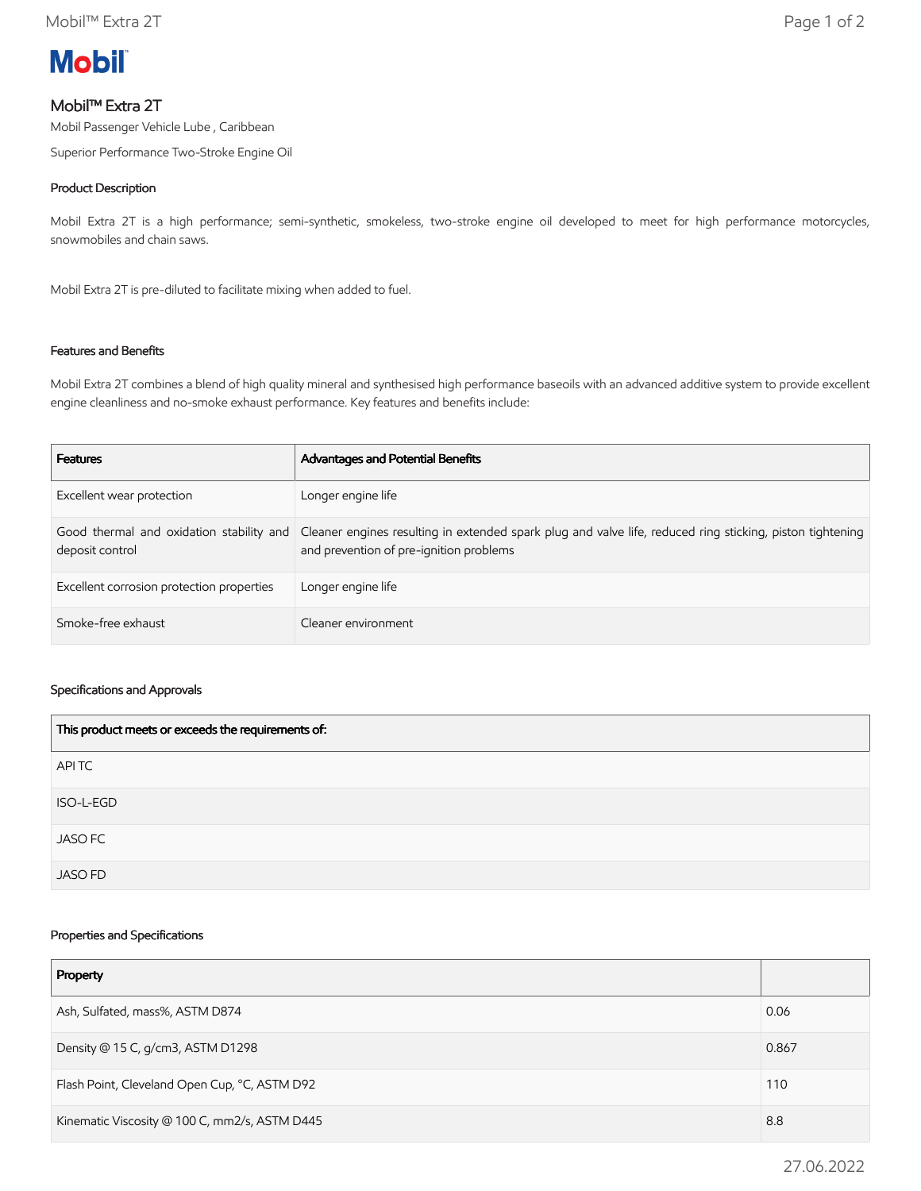# Mobil

## Mobil™ Extra 2T

Mobil Passenger Vehicle Lube , Caribbean

Superior Performance Two-Stroke Engine Oil

### Product Description

Mobil Extra 2T is a high performance; semi-synthetic, smokeless, two-stroke engine oil developed to meet for high performance motorcycles, snowmobiles and chain saws.

Mobil Extra 2T is pre-diluted to facilitate mixing when added to fuel.

### Features and Benefits

Mobil Extra 2T combines a blend of high quality mineral and synthesised high performance baseoils with an advanced additive system to provide excellent engine cleanliness and no-smoke exhaust performance. Key features and benefits include:

| Features | Advantages and Potential Benefits |
| --- | --- |
| Excellent wear protection | Longer engine life |
| Good thermal and oxidation stability and deposit control | Cleaner engines resulting in extended spark plug and valve life, reduced ring sticking, piston tightening and prevention of pre-ignition problems |
| Excellent corrosion protection properties | Longer engine life |
| Smoke-free exhaust | Cleaner environment |

### Specifications and Approvals

| This product meets or exceeds the requirements of: |
| --- |
| API TC |
| ISO-L-EGD |
| JASO FC |
| JASO FD |

### Properties and Specifications

| Property | |
| --- | --- |
| Ash, Sulfated, mass%, ASTM D874 | 0.06 |
| Density @ 15 C, g/cm3, ASTM D1298 | 0.867 |
| Flash Point, Cleveland Open Cup, °C, ASTM D92 | 110 |
| Kinematic Viscosity @ 100 C, mm2/s, ASTM D445 | 8.8 |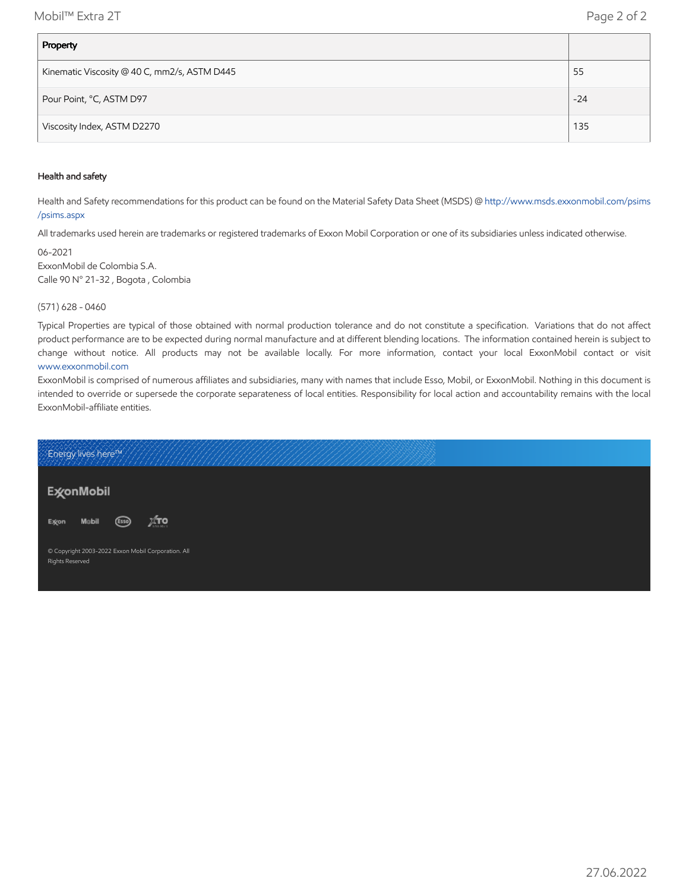| Property | |
|---|---|
| Kinematic Viscosity @ 40 C, mm2/s, ASTM D445 | 55 |
| Pour Point, °C, ASTM D97 | -24 |
| Viscosity Index, ASTM D2270 | 135 |

#### Health and safety

Health and Safety recommendations for this product can be found on the Material Safety Data Sheet (MSDS) @ http://www.msds.exxonmobil.com/psims/psims.aspx

All trademarks used herein are trademarks or registered trademarks of Exxon Mobil Corporation or one of its subsidiaries unless indicated otherwise.

06-2021
ExxonMobil de Colombia S.A.
Calle 90 N° 21-32 , Bogota , Colombia

(571) 628 - 0460

Typical Properties are typical of those obtained with normal production tolerance and do not constitute a specification. Variations that do not affect product performance are to be expected during normal manufacture and at different blending locations. The information contained herein is subject to change without notice. All products may not be available locally. For more information, contact your local ExxonMobil contact or visit www.exxonmobil.com

ExxonMobil is comprised of numerous affiliates and subsidiaries, many with names that include Esso, Mobil, or ExxonMobil. Nothing in this document is intended to override or supersede the corporate separateness of local entities. Responsibility for local action and accountability remains with the local ExxonMobil-affiliate entities.

Energy lives here™

ExxonMobil

Exxon Mobil Esso XTO

© Copyright 2003-2022 Exxon Mobil Corporation. All Rights Reserved